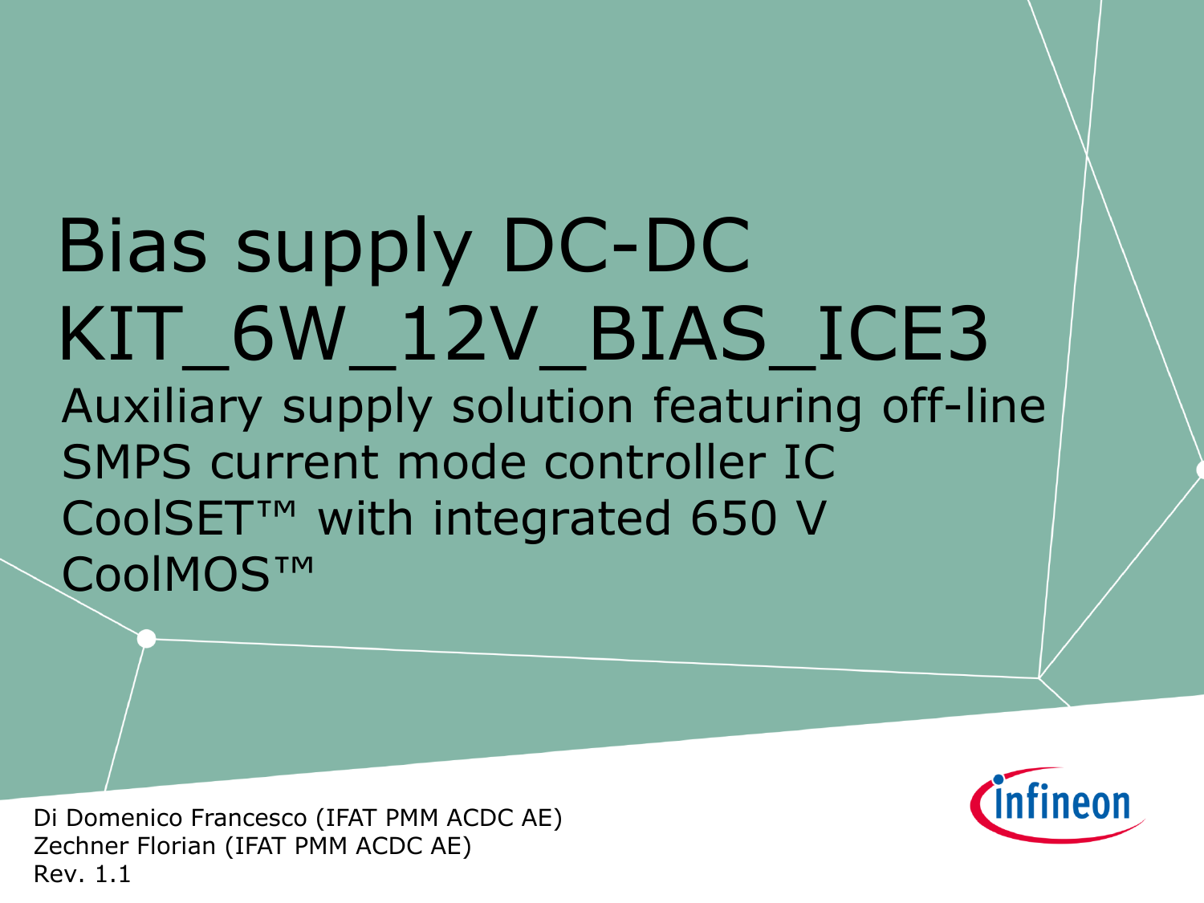# Bias supply DC-DC KIT_6W_12V_BIAS_ICE3

Auxiliary supply solution featuring off-line SMPS current mode controller IC CoolSET™ with integrated 650 V CoolMOS™

Di Domenico Francesco (IFAT PMM ACDC AE)
Zechner Florian (IFAT PMM ACDC AE)
Rev. 1.1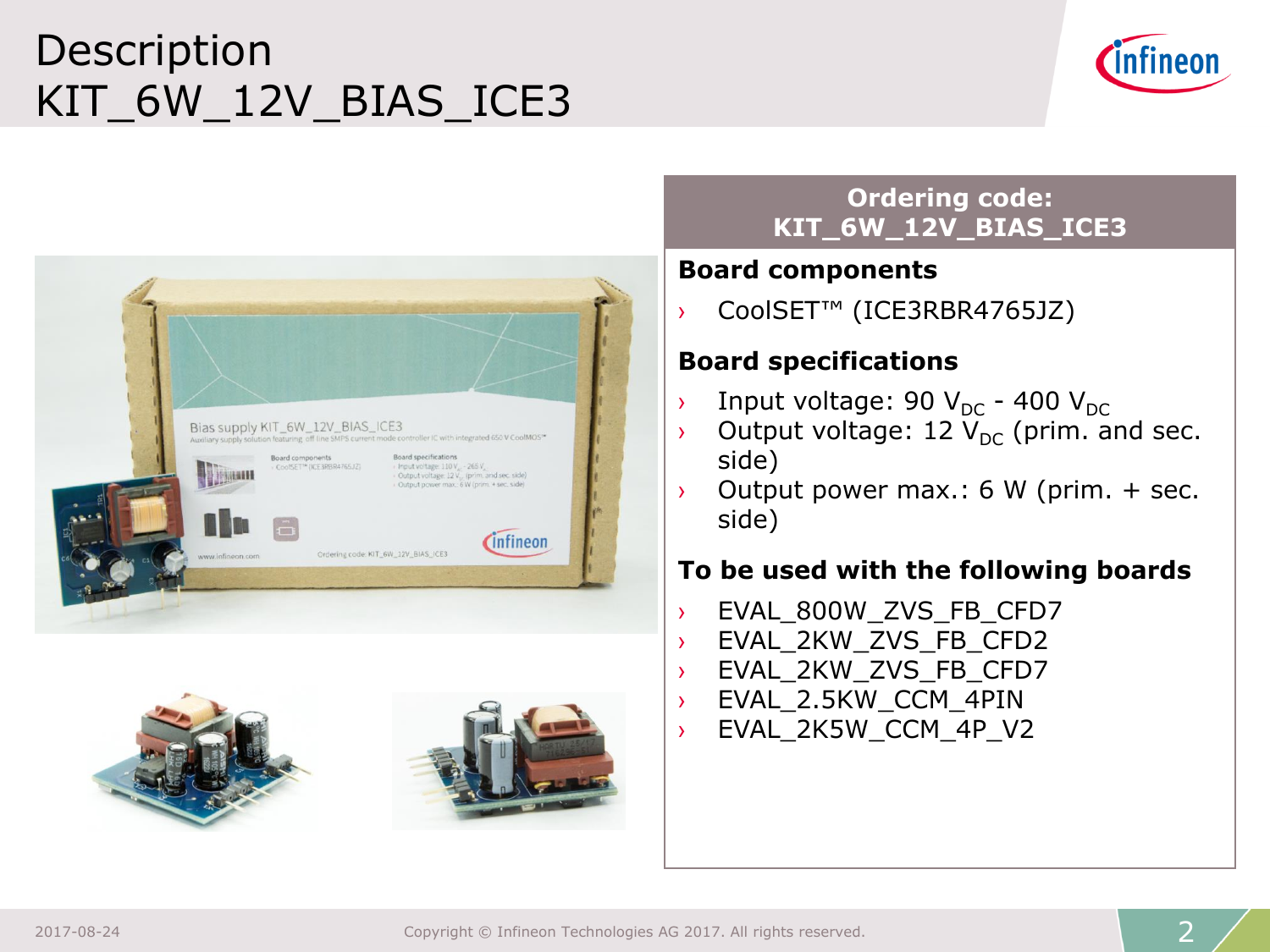# Description
# KIT_6W_12V_BIAS_ICE3

## Ordering code: KIT_6W_12V_BIAS_ICE3

### Board components

- CoolSET™ (ICE3RBR4765JZ)

### Board specifications

- Input voltage: 90 $V_{DC}$ - 400 $V_{DC}$
- Output voltage: 12 $V_{DC}$ (prim. and sec. side)
- Output power max.: 6 W (prim. + sec. side)

### To be used with the following boards

- EVAL_800W_ZVS_FB_CFD7
- EVAL_2KW_ZVS_FB_CFD2
- EVAL_2KW_ZVS_FB_CFD7
- EVAL_2.5KW_CCM_4PIN
- EVAL_2K5W_CCM_4P_V2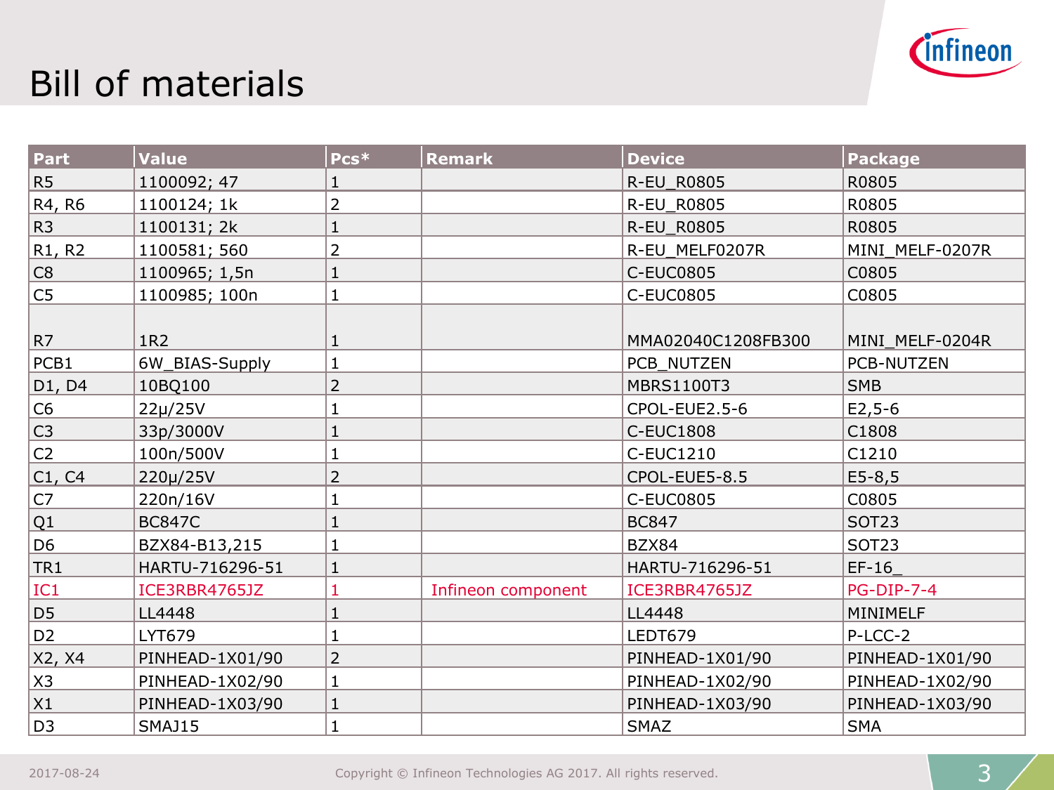# Bill of materials

| Part | Value | Pcs* | Remark | Device | Package |
|---|---|---|---|---|---|
| R5 | 1100092; 47 | 1 | | R-EU_R0805 | R0805 |
| R4, R6 | 1100124; 1k | 2 | | R-EU_R0805 | R0805 |
| R3 | 1100131; 2k | 1 | | R-EU_R0805 | R0805 |
| R1, R2 | 1100581; 560 | 2 | | R-EU_MELF0207R | MINI_MELF-0207R |
| C8 | 1100965; 1,5n | 1 | | C-EUC0805 | C0805 |
| C5 | 1100985; 100n | 1 | | C-EUC0805 | C0805 |
| R7 | 1R2 | 1 | | MMA02040C1208FB300 | MINI_MELF-0204R |
| PCB1 | 6W_BIAS-Supply | 1 | | PCB_NUTZEN | PCB-NUTZEN |
| D1, D4 | 10BQ100 | 2 | | MBRS1100T3 | SMB |
| C6 | 22µ/25V | 1 | | CPOL-EUE2.5-6 | E2,5-6 |
| C3 | 33p/3000V | 1 | | C-EUC1808 | C1808 |
| C2 | 100n/500V | 1 | | C-EUC1210 | C1210 |
| C1, C4 | 220µ/25V | 2 | | CPOL-EUE5-8.5 | E5-8,5 |
| C7 | 220n/16V | 1 | | C-EUC0805 | C0805 |
| Q1 | BC847C | 1 | | BC847 | SOT23 |
| D6 | BZX84-B13,215 | 1 | | BZX84 | SOT23 |
| TR1 | HARTU-716296-51 | 1 | | HARTU-716296-51 | EF-16_ |
| IC1 | ICE3RBR4765JZ | 1 | Infineon component | ICE3RBR4765JZ | PG-DIP-7-4 |
| D5 | LL4448 | 1 | | LL4448 | MINIMELF |
| D2 | LYT679 | 1 | | LEDT679 | P-LCC-2 |
| X2, X4 | PINHEAD-1X01/90 | 2 | | PINHEAD-1X01/90 | PINHEAD-1X01/90 |
| X3 | PINHEAD-1X02/90 | 1 | | PINHEAD-1X02/90 | PINHEAD-1X02/90 |
| X1 | PINHEAD-1X03/90 | 1 | | PINHEAD-1X03/90 | PINHEAD-1X03/90 |
| D3 | SMAJ15 | 1 | | SMAZ | SMA |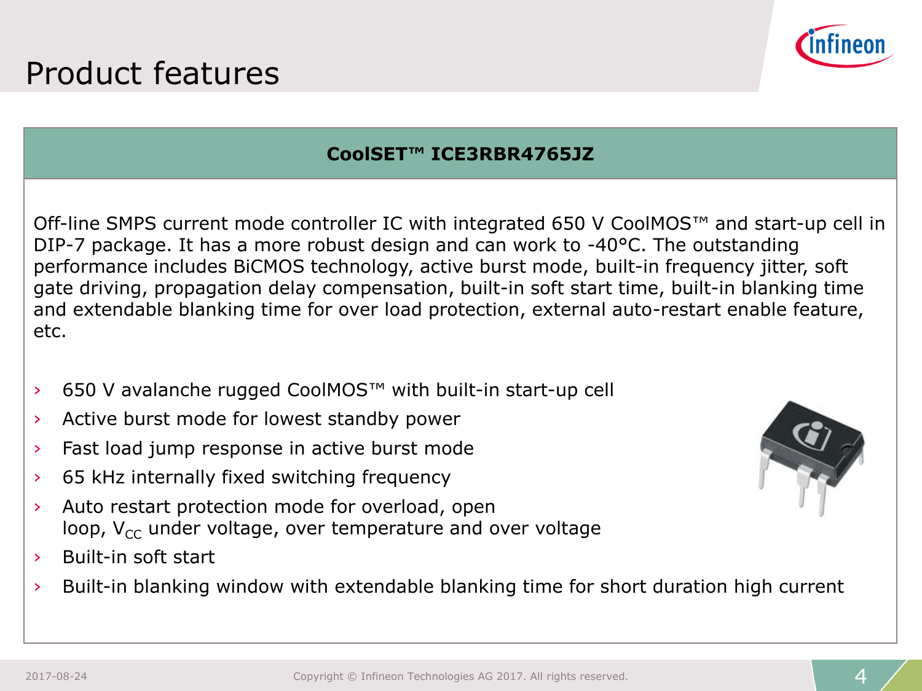# Product features

## CoolSET™ ICE3RBR4765JZ

Off-line SMPS current mode controller IC with integrated 650 V CoolMOS™ and start-up cell in DIP-7 package. It has a more robust design and can work to -40°C. The outstanding performance includes BiCMOS technology, active burst mode, built-in frequency jitter, soft gate driving, propagation delay compensation, built-in soft start time, built-in blanking time and extendable blanking time for over load protection, external auto-restart enable feature, etc.

- 650 V avalanche rugged CoolMOS™ with built-in start-up cell
- Active burst mode for lowest standby power
- Fast load jump response in active burst mode
- 65 kHz internally fixed switching frequency
- Auto restart protection mode for overload, open loop, $V_{CC}$ under voltage, over temperature and over voltage
- Built-in soft start
- Built-in blanking window with extendable blanking time for short duration high current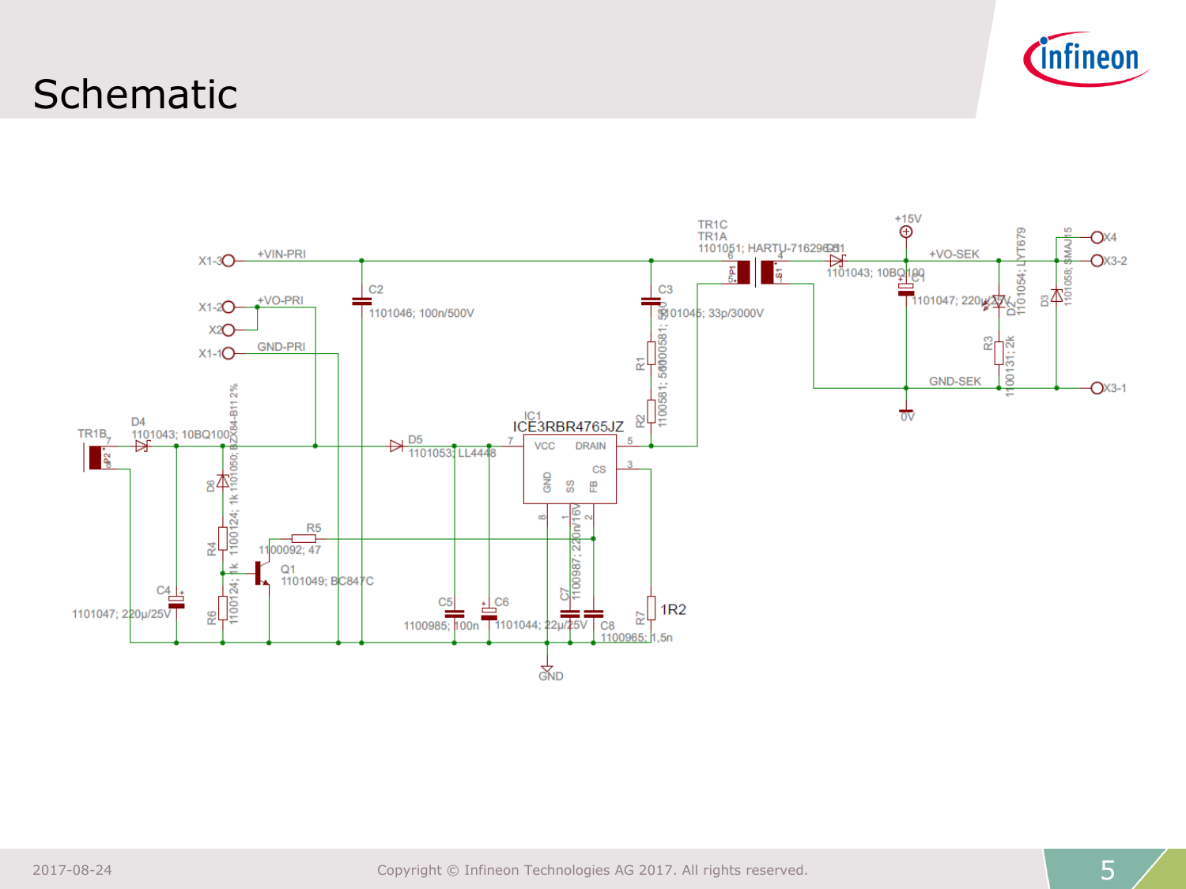# Schematic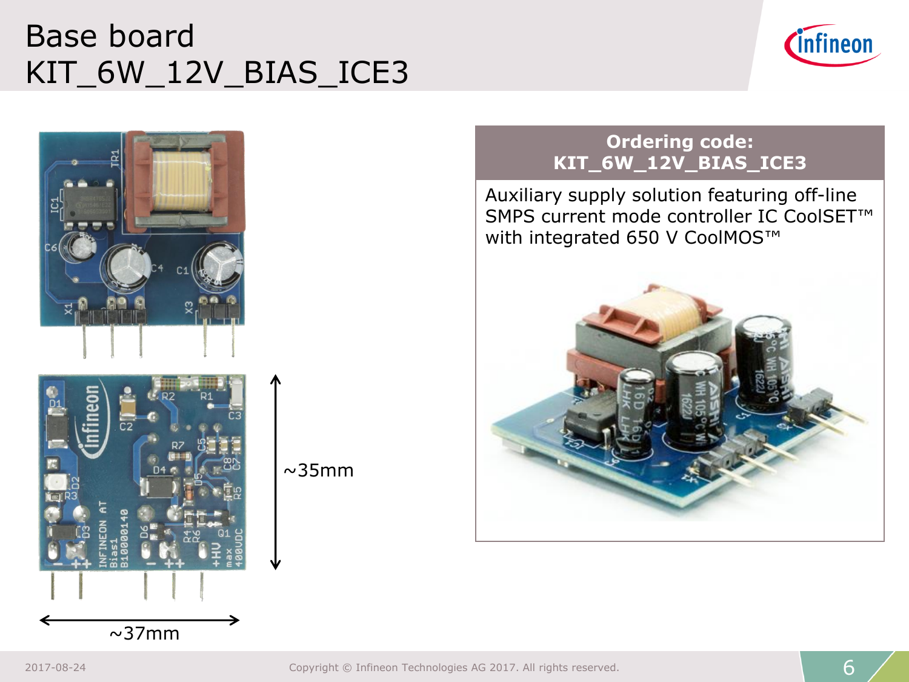# Base board KIT_6W_12V_BIAS_ICE3

~35mm

~37mm

**Ordering code: KIT_6W_12V_BIAS_ICE3**

Auxiliary supply solution featuring off-line SMPS current mode controller IC CoolSET™ with integrated 650 V CoolMOS™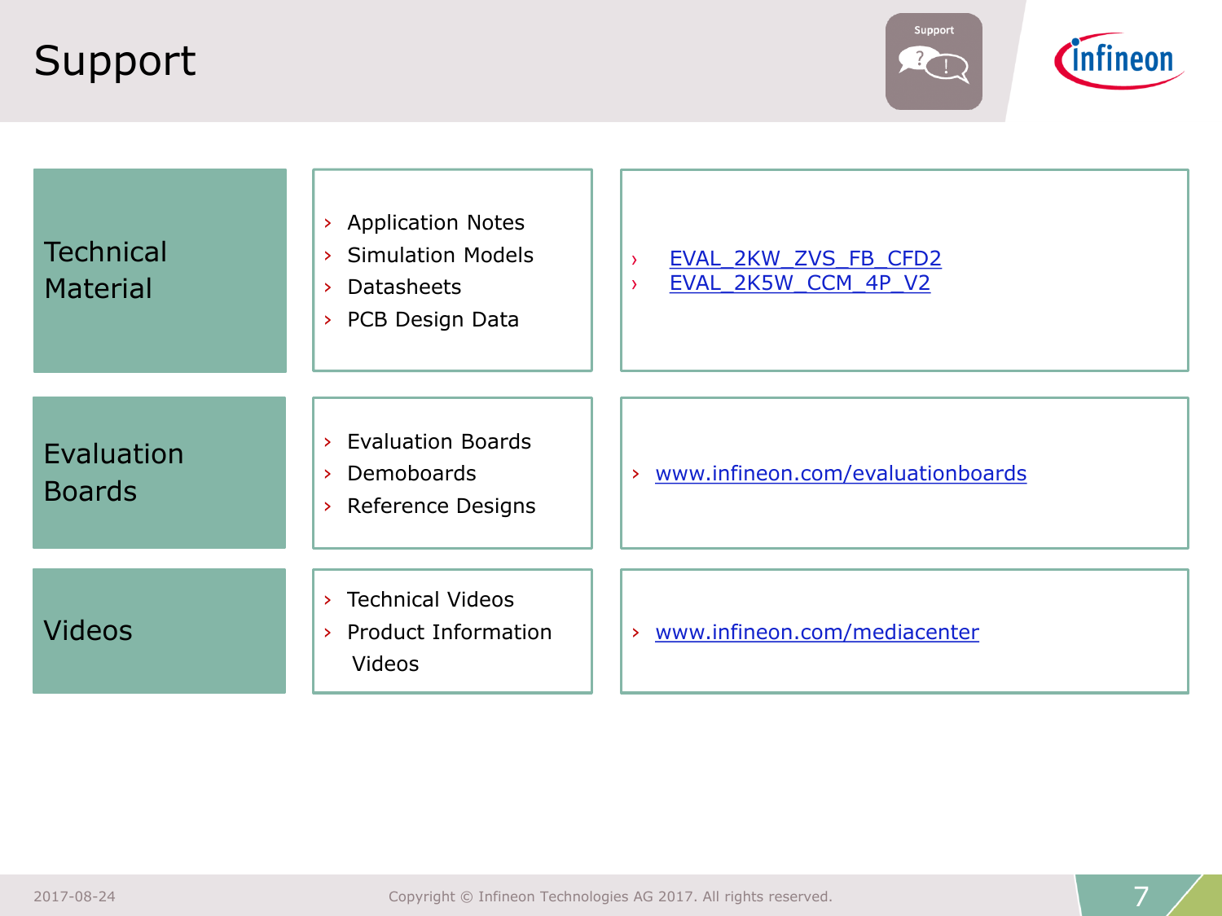# Support

| | | |
|---|---|---|
| Technical Material | › Application Notes<br>› Simulation Models<br>› Datasheets<br>› PCB Design Data | › EVAL_2KW_ZVS_FB_CFD2<br>› EVAL_2K5W_CCM_4P_V2 |
| Evaluation Boards | › Evaluation Boards<br>› Demoboards<br>› Reference Designs | › www.infineon.com/evaluationboards |
| Videos | › Technical Videos<br>› Product Information Videos | › www.infineon.com/mediacenter |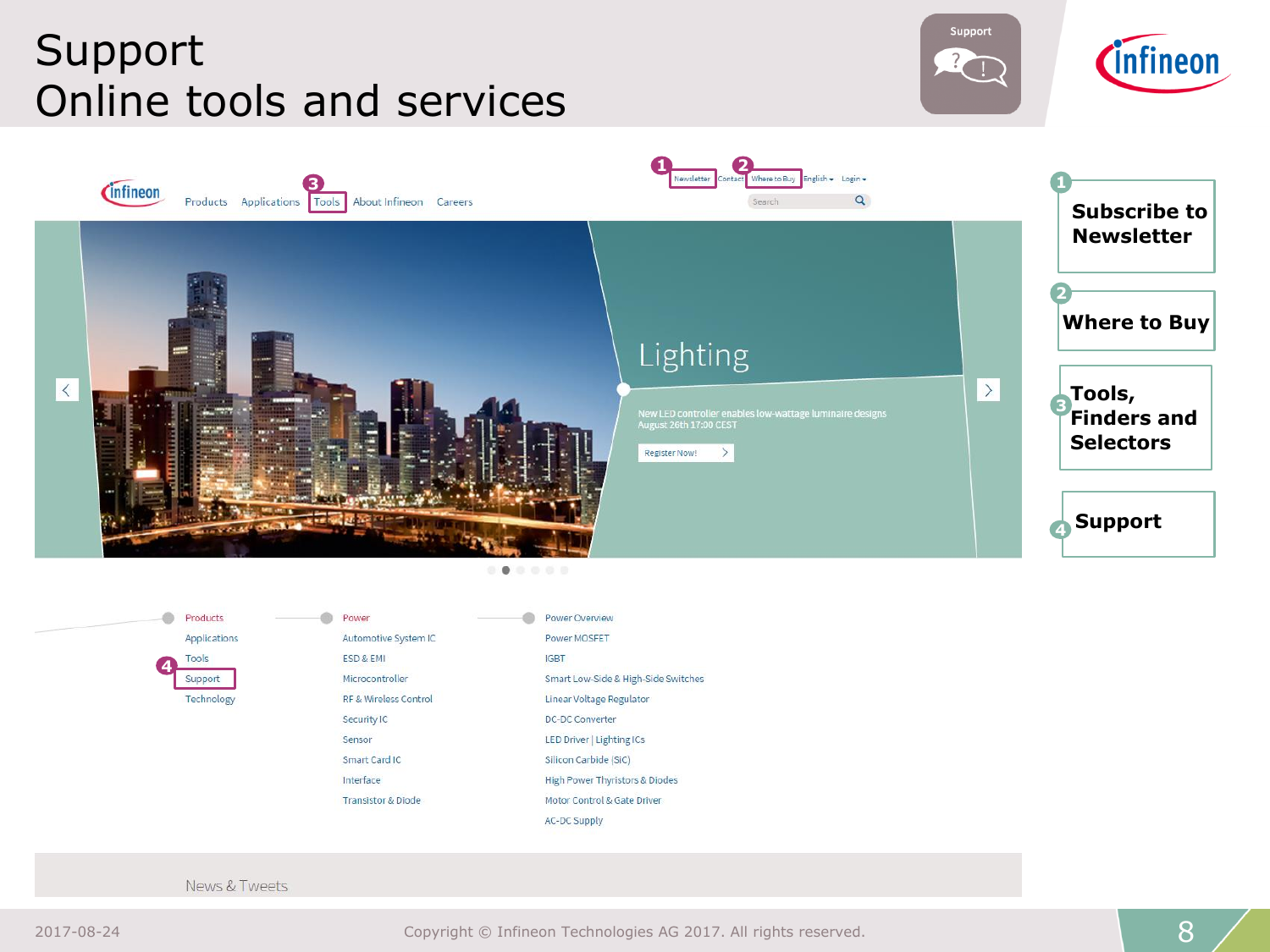# Support
# Online tools and services

1. Newsletter
2. Where to Buy
3. Tools
4. Support

1 **Subscribe to Newsletter**

2 **Where to Buy**

3 **Tools, Finders and Selectors**

4 **Support**

Products | Applications | Tools | About Infineon | Careers

Newsletter | Contact | Where to Buy | English | Login

Lighting

New LED controller enables low-wattage luminaire designs
August 26th 17:00 CEST

Register Now!

| | | |
|---|---|---|
| Products | Power | Power Overview |
| Applications | Automotive System IC | Power MOSFET |
| Tools | ESD & EMI | IGBT |
| Support | Microcontroller | Smart Low-Side & High-Side Switches |
| Technology | RF & Wireless Control | Linear Voltage Regulator |
| | Security IC | DC-DC Converter |
| | Sensor | LED Driver \| Lighting ICs |
| | Smart Card IC | Silicon Carbide (SiC) |
| | Interface | High Power Thyristors & Diodes |
| | Transistor & Diode | Motor Control & Gate Driver |
| | | AC-DC Supply |

News & Tweets

2017-08-24

Copyright © Infineon Technologies AG 2017. All rights reserved.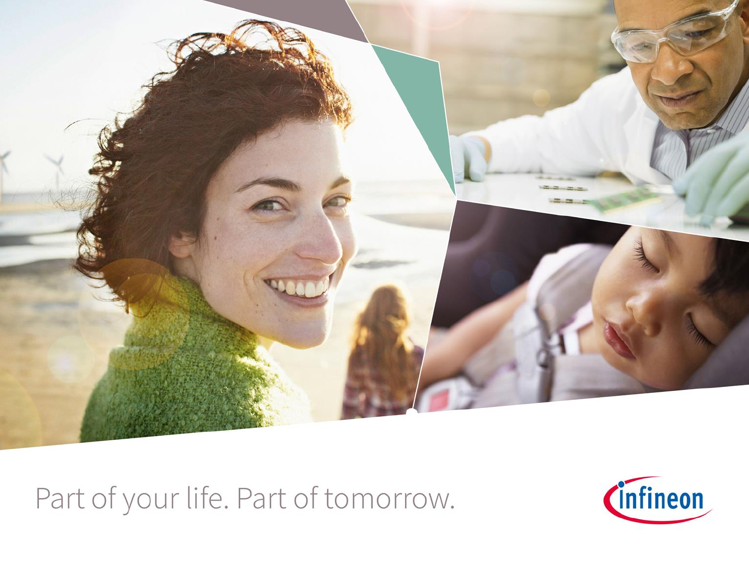Part of your life. Part of tomorrow.

infineon